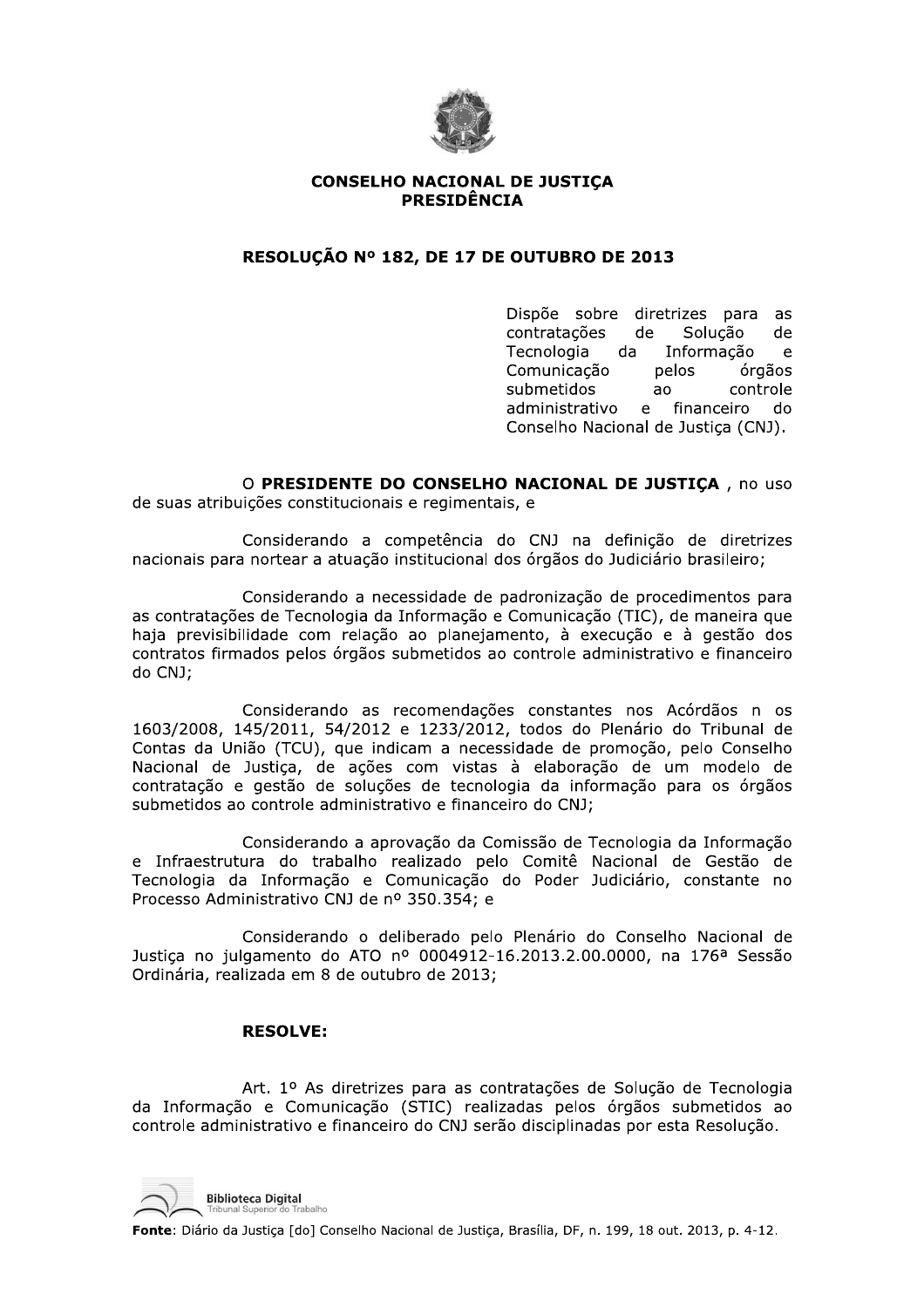**CONSELHO NACIONAL DE JUSTIÇA**
**PRESIDÊNCIA**

# RESOLUÇÃO Nº 182, DE 17 DE OUTUBRO DE 2013

Dispõe sobre diretrizes para as contratações de Solução de Tecnologia da Informação e Comunicação pelos órgãos submetidos ao controle administrativo e financeiro do Conselho Nacional de Justiça (CNJ).

O **PRESIDENTE DO CONSELHO NACIONAL DE JUSTIÇA** , no uso de suas atribuições constitucionais e regimentais, e

Considerando a competência do CNJ na definição de diretrizes nacionais para nortear a atuação institucional dos órgãos do Judiciário brasileiro;

Considerando a necessidade de padronização de procedimentos para as contratações de Tecnologia da Informação e Comunicação (TIC), de maneira que haja previsibilidade com relação ao planejamento, à execução e à gestão dos contratos firmados pelos órgãos submetidos ao controle administrativo e financeiro do CNJ;

Considerando as recomendações constantes nos Acórdãos n os 1603/2008, 145/2011, 54/2012 e 1233/2012, todos do Plenário do Tribunal de Contas da União (TCU), que indicam a necessidade de promoção, pelo Conselho Nacional de Justiça, de ações com vistas à elaboração de um modelo de contratação e gestão de soluções de tecnologia da informação para os órgãos submetidos ao controle administrativo e financeiro do CNJ;

Considerando a aprovação da Comissão de Tecnologia da Informação e Infraestrutura do trabalho realizado pelo Comitê Nacional de Gestão de Tecnologia da Informação e Comunicação do Poder Judiciário, constante no Processo Administrativo CNJ de nº 350.354; e

Considerando o deliberado pelo Plenário do Conselho Nacional de Justiça no julgamento do ATO nº 0004912-16.2013.2.00.0000, na 176ª Sessão Ordinária, realizada em 8 de outubro de 2013;

**RESOLVE:**

Art. 1º As diretrizes para as contratações de Solução de Tecnologia da Informação e Comunicação (STIC) realizadas pelos órgãos submetidos ao controle administrativo e financeiro do CNJ serão disciplinadas por esta Resolução.

**Fonte**: Diário da Justiça [do] Conselho Nacional de Justiça, Brasília, DF, n. 199, 18 out. 2013, p. 4-12.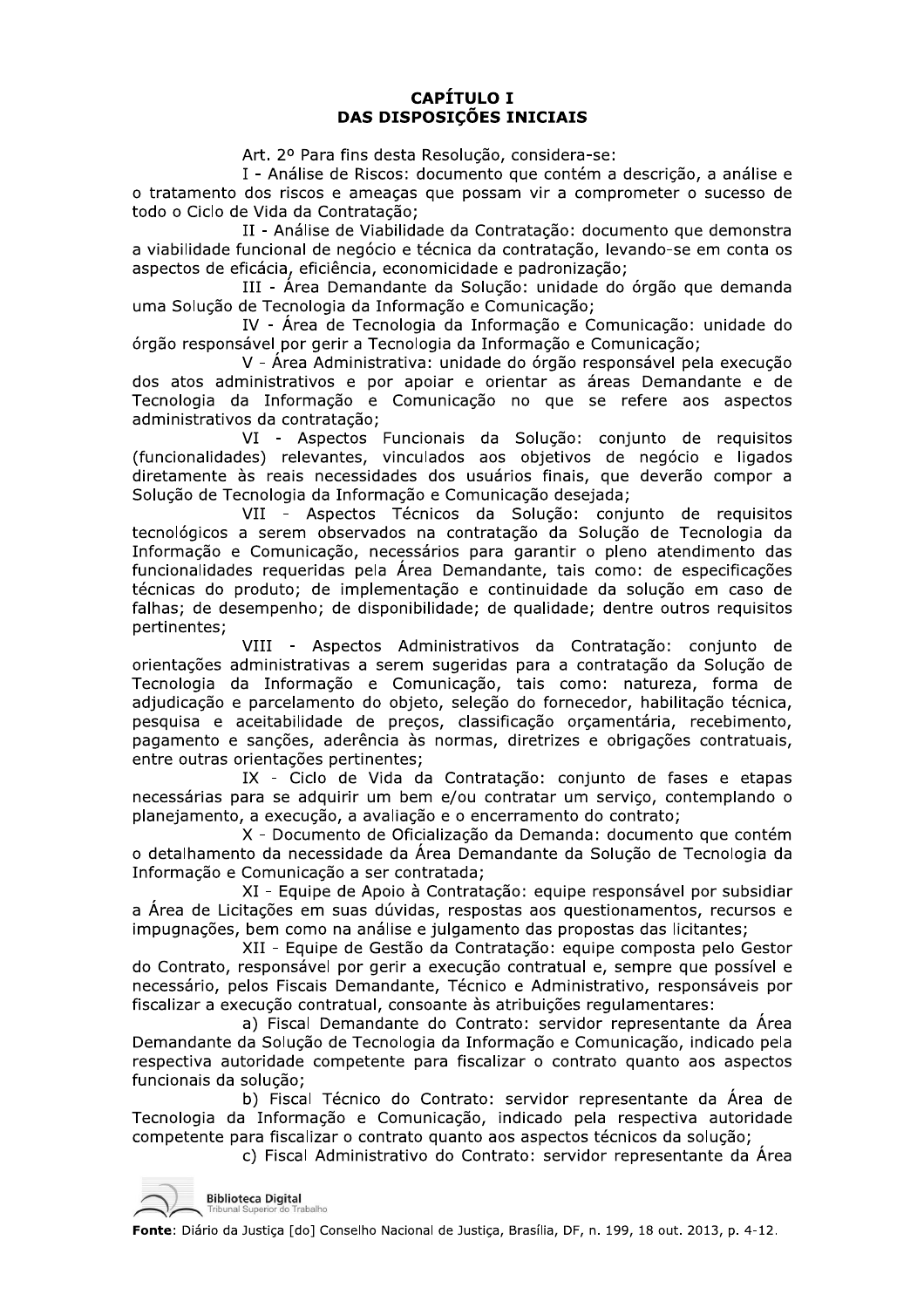## CAPÍTULO I
## DAS DISPOSIÇÕES INICIAIS

Art. 2º Para fins desta Resolução, considera-se:

I - Análise de Riscos: documento que contém a descrição, a análise e o tratamento dos riscos e ameaças que possam vir a comprometer o sucesso de todo o Ciclo de Vida da Contratação;

II - Análise de Viabilidade da Contratação: documento que demonstra a viabilidade funcional de negócio e técnica da contratação, levando-se em conta os aspectos de eficácia, eficiência, economicidade e padronização;

III - Área Demandante da Solução: unidade do órgão que demanda uma Solução de Tecnologia da Informação e Comunicação;

IV - Área de Tecnologia da Informação e Comunicação: unidade do órgão responsável por gerir a Tecnologia da Informação e Comunicação;

V - Área Administrativa: unidade do órgão responsável pela execução dos atos administrativos e por apoiar e orientar as áreas Demandante e de Tecnologia da Informação e Comunicação no que se refere aos aspectos administrativos da contratação;

VI - Aspectos Funcionais da Solução: conjunto de requisitos (funcionalidades) relevantes, vinculados aos objetivos de negócio e ligados diretamente às reais necessidades dos usuários finais, que deverão compor a Solução de Tecnologia da Informação e Comunicação desejada;

VII - Aspectos Técnicos da Solução: conjunto de requisitos tecnológicos a serem observados na contratação da Solução de Tecnologia da Informação e Comunicação, necessários para garantir o pleno atendimento das funcionalidades requeridas pela Área Demandante, tais como: de especificações técnicas do produto; de implementação e continuidade da solução em caso de falhas; de desempenho; de disponibilidade; de qualidade; dentre outros requisitos pertinentes;

VIII - Aspectos Administrativos da Contratação: conjunto de orientações administrativas a serem sugeridas para a contratação da Solução de Tecnologia da Informação e Comunicação, tais como: natureza, forma de adjudicação e parcelamento do objeto, seleção do fornecedor, habilitação técnica, pesquisa e aceitabilidade de preços, classificação orçamentária, recebimento, pagamento e sanções, aderência às normas, diretrizes e obrigações contratuais, entre outras orientações pertinentes;

IX - Ciclo de Vida da Contratação: conjunto de fases e etapas necessárias para se adquirir um bem e/ou contratar um serviço, contemplando o planejamento, a execução, a avaliação e o encerramento do contrato;

X - Documento de Oficialização da Demanda: documento que contém o detalhamento da necessidade da Área Demandante da Solução de Tecnologia da Informação e Comunicação a ser contratada;

XI - Equipe de Apoio à Contratação: equipe responsável por subsidiar a Área de Licitações em suas dúvidas, respostas aos questionamentos, recursos e impugnações, bem como na análise e julgamento das propostas das licitantes;

XII - Equipe de Gestão da Contratação: equipe composta pelo Gestor do Contrato, responsável por gerir a execução contratual e, sempre que possível e necessário, pelos Fiscais Demandante, Técnico e Administrativo, responsáveis por fiscalizar a execução contratual, consoante às atribuições regulamentares:

a) Fiscal Demandante do Contrato: servidor representante da Área Demandante da Solução de Tecnologia da Informação e Comunicação, indicado pela respectiva autoridade competente para fiscalizar o contrato quanto aos aspectos funcionais da solução;

b) Fiscal Técnico do Contrato: servidor representante da Área de Tecnologia da Informação e Comunicação, indicado pela respectiva autoridade competente para fiscalizar o contrato quanto aos aspectos técnicos da solução;

c) Fiscal Administrativo do Contrato: servidor representante da Área

**Fonte**: Diário da Justiça [do] Conselho Nacional de Justiça, Brasília, DF, n. 199, 18 out. 2013, p. 4-12.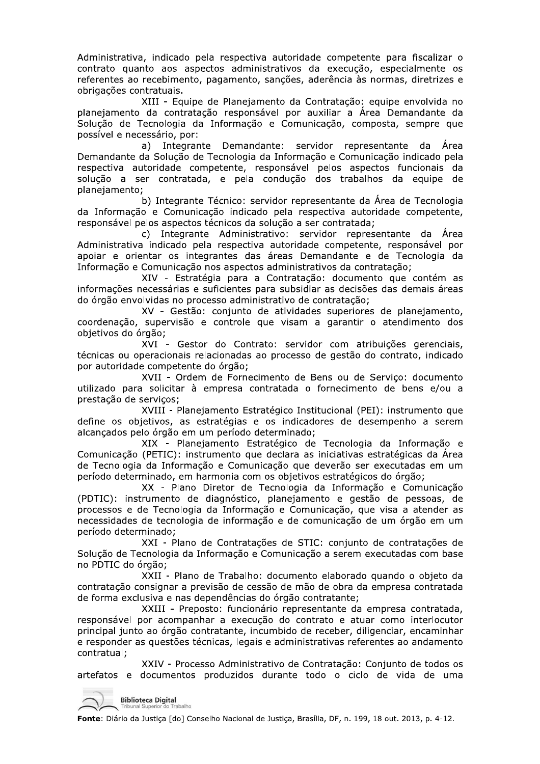Administrativa, indicado pela respectiva autoridade competente para fiscalizar o contrato quanto aos aspectos administrativos da execução, especialmente os referentes ao recebimento, pagamento, sanções, aderência às normas, diretrizes e obrigações contratuais.

XIII - Equipe de Planejamento da Contratação: equipe envolvida no planejamento da contratação responsável por auxiliar a Área Demandante da Solução de Tecnologia da Informação e Comunicação, composta, sempre que possível e necessário, por:

a) Integrante Demandante: servidor representante da Área Demandante da Solução de Tecnologia da Informação e Comunicação indicado pela respectiva autoridade competente, responsável pelos aspectos funcionais da solução a ser contratada, e pela condução dos trabalhos da equipe de planejamento;

b) Integrante Técnico: servidor representante da Área de Tecnologia da Informação e Comunicação indicado pela respectiva autoridade competente, responsável pelos aspectos técnicos da solução a ser contratada;

c) Integrante Administrativo: servidor representante da Área Administrativa indicado pela respectiva autoridade competente, responsável por apoiar e orientar os integrantes das áreas Demandante e de Tecnologia da Informação e Comunicação nos aspectos administrativos da contratação;

XIV - Estratégia para a Contratação: documento que contém as informações necessárias e suficientes para subsidiar as decisões das demais áreas do órgão envolvidas no processo administrativo de contratação;

XV - Gestão: conjunto de atividades superiores de planejamento, coordenação, supervisão e controle que visam a garantir o atendimento dos objetivos do órgão;

XVI - Gestor do Contrato: servidor com atribuições gerenciais, técnicas ou operacionais relacionadas ao processo de gestão do contrato, indicado por autoridade competente do órgão;

XVII - Ordem de Fornecimento de Bens ou de Serviço: documento utilizado para solicitar à empresa contratada o fornecimento de bens e/ou a prestação de serviços;

XVIII - Planejamento Estratégico Institucional (PEI): instrumento que define os objetivos, as estratégias e os indicadores de desempenho a serem alcançados pelo órgão em um período determinado;

XIX - Planejamento Estratégico de Tecnologia da Informação e Comunicação (PETIC): instrumento que declara as iniciativas estratégicas da Área de Tecnologia da Informação e Comunicação que deverão ser executadas em um período determinado, em harmonia com os objetivos estratégicos do órgão;

XX - Plano Diretor de Tecnologia da Informação e Comunicação (PDTIC): instrumento de diagnóstico, planejamento e gestão de pessoas, de processos e de Tecnologia da Informação e Comunicação, que visa a atender as necessidades de tecnologia de informação e de comunicação de um órgão em um período determinado;

XXI - Plano de Contratações de STIC: conjunto de contratações de Solução de Tecnologia da Informação e Comunicação a serem executadas com base no PDTIC do órgão;

XXII - Plano de Trabalho: documento elaborado quando o objeto da contratação consignar a previsão de cessão de mão de obra da empresa contratada de forma exclusiva e nas dependências do órgão contratante;

XXIII - Preposto: funcionário representante da empresa contratada, responsável por acompanhar a execução do contrato e atuar como interlocutor principal junto ao órgão contratante, incumbido de receber, diligenciar, encaminhar e responder as questões técnicas, legais e administrativas referentes ao andamento contratual;

XXIV - Processo Administrativo de Contratação: Conjunto de todos os artefatos e documentos produzidos durante todo o ciclo de vida de uma

**Fonte**: Diário da Justiça [do] Conselho Nacional de Justiça, Brasília, DF, n. 199, 18 out. 2013, p. 4-12.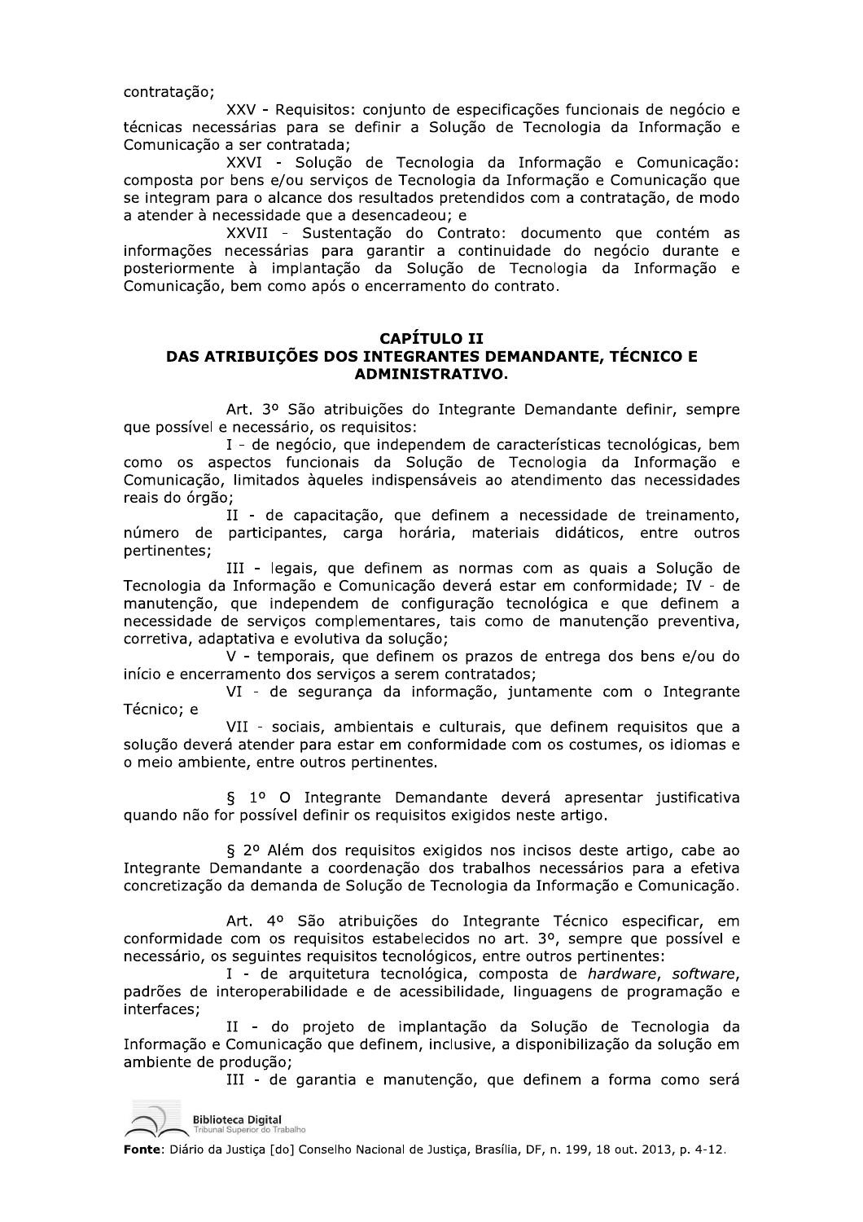contratação;

XXV - Requisitos: conjunto de especificações funcionais de negócio e técnicas necessárias para se definir a Solução de Tecnologia da Informação e Comunicação a ser contratada;

XXVI - Solução de Tecnologia da Informação e Comunicação: composta por bens e/ou serviços de Tecnologia da Informação e Comunicação que se integram para o alcance dos resultados pretendidos com a contratação, de modo a atender à necessidade que a desencadeou; e

XXVII - Sustentação do Contrato: documento que contém as informações necessárias para garantir a continuidade do negócio durante e posteriormente à implantação da Solução de Tecnologia da Informação e Comunicação, bem como após o encerramento do contrato.

## CAPÍTULO II
## DAS ATRIBUIÇÕES DOS INTEGRANTES DEMANDANTE, TÉCNICO E ADMINISTRATIVO.

Art. 3º São atribuições do Integrante Demandante definir, sempre que possível e necessário, os requisitos:

I - de negócio, que independem de características tecnológicas, bem como os aspectos funcionais da Solução de Tecnologia da Informação e Comunicação, limitados àqueles indispensáveis ao atendimento das necessidades reais do órgão;

II - de capacitação, que definem a necessidade de treinamento, número de participantes, carga horária, materiais didáticos, entre outros pertinentes;

III - legais, que definem as normas com as quais a Solução de Tecnologia da Informação e Comunicação deverá estar em conformidade; IV - de manutenção, que independem de configuração tecnológica e que definem a necessidade de serviços complementares, tais como de manutenção preventiva, corretiva, adaptativa e evolutiva da solução;

V - temporais, que definem os prazos de entrega dos bens e/ou do início e encerramento dos serviços a serem contratados;

VI - de segurança da informação, juntamente com o Integrante Técnico; e

VII - sociais, ambientais e culturais, que definem requisitos que a solução deverá atender para estar em conformidade com os costumes, os idiomas e o meio ambiente, entre outros pertinentes.

§ 1º O Integrante Demandante deverá apresentar justificativa quando não for possível definir os requisitos exigidos neste artigo.

§ 2º Além dos requisitos exigidos nos incisos deste artigo, cabe ao Integrante Demandante a coordenação dos trabalhos necessários para a efetiva concretização da demanda de Solução de Tecnologia da Informação e Comunicação.

Art. 4º São atribuições do Integrante Técnico especificar, em conformidade com os requisitos estabelecidos no art. 3º, sempre que possível e necessário, os seguintes requisitos tecnológicos, entre outros pertinentes:

I - de arquitetura tecnológica, composta de *hardware*, *software*, padrões de interoperabilidade e de acessibilidade, linguagens de programação e interfaces;

II - do projeto de implantação da Solução de Tecnologia da Informação e Comunicação que definem, inclusive, a disponibilização da solução em ambiente de produção;

III - de garantia e manutenção, que definem a forma como será

Fonte: Diário da Justiça [do] Conselho Nacional de Justiça, Brasília, DF, n. 199, 18 out. 2013, p. 4-12.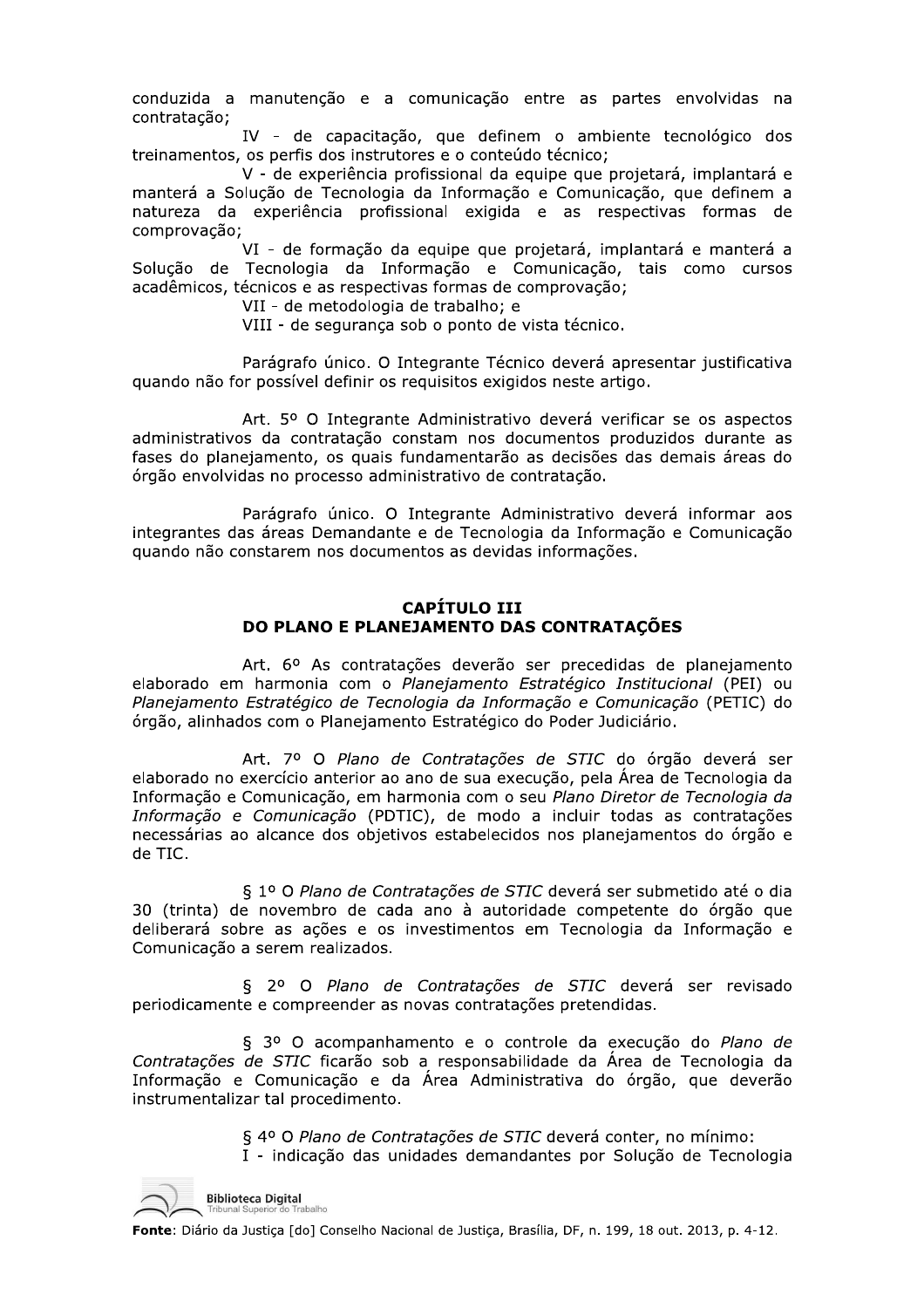conduzida a manutenção e a comunicação entre as partes envolvidas na contratação;

IV - de capacitação, que definem o ambiente tecnológico dos treinamentos, os perfis dos instrutores e o conteúdo técnico;

V - de experiência profissional da equipe que projetará, implantará e manterá a Solução de Tecnologia da Informação e Comunicação, que definem a natureza da experiência profissional exigida e as respectivas formas de comprovação;

VI - de formação da equipe que projetará, implantará e manterá a Solução de Tecnologia da Informação e Comunicação, tais como cursos acadêmicos, técnicos e as respectivas formas de comprovação;

VII - de metodologia de trabalho; e

VIII - de segurança sob o ponto de vista técnico.

Parágrafo único. O Integrante Técnico deverá apresentar justificativa quando não for possível definir os requisitos exigidos neste artigo.

Art. 5º O Integrante Administrativo deverá verificar se os aspectos administrativos da contratação constam nos documentos produzidos durante as fases do planejamento, os quais fundamentarão as decisões das demais áreas do órgão envolvidas no processo administrativo de contratação.

Parágrafo único. O Integrante Administrativo deverá informar aos integrantes das áreas Demandante e de Tecnologia da Informação e Comunicação quando não constarem nos documentos as devidas informações.

## CAPÍTULO III
## DO PLANO E PLANEJAMENTO DAS CONTRATAÇÕES

Art. 6º As contratações deverão ser precedidas de planejamento elaborado em harmonia com o *Planejamento Estratégico Institucional* (PEI) ou *Planejamento Estratégico de Tecnologia da Informação e Comunicação* (PETIC) do órgão, alinhados com o Planejamento Estratégico do Poder Judiciário.

Art. 7º O *Plano de Contratações de STIC* do órgão deverá ser elaborado no exercício anterior ao ano de sua execução, pela Área de Tecnologia da Informação e Comunicação, em harmonia com o seu *Plano Diretor de Tecnologia da Informação e Comunicação* (PDTIC), de modo a incluir todas as contratações necessárias ao alcance dos objetivos estabelecidos nos planejamentos do órgão e de TIC.

§ 1º O *Plano de Contratações de STIC* deverá ser submetido até o dia 30 (trinta) de novembro de cada ano à autoridade competente do órgão que deliberará sobre as ações e os investimentos em Tecnologia da Informação e Comunicação a serem realizados.

§ 2º O *Plano de Contratações de STIC* deverá ser revisado periodicamente e compreender as novas contratações pretendidas.

§ 3º O acompanhamento e o controle da execução do *Plano de Contratações de STIC* ficarão sob a responsabilidade da Área de Tecnologia da Informação e Comunicação e da Área Administrativa do órgão, que deverão instrumentalizar tal procedimento.

§ 4º O *Plano de Contratações de STIC* deverá conter, no mínimo:

I - indicação das unidades demandantes por Solução de Tecnologia

**Fonte**: Diário da Justiça [do] Conselho Nacional de Justiça, Brasília, DF, n. 199, 18 out. 2013, p. 4-12.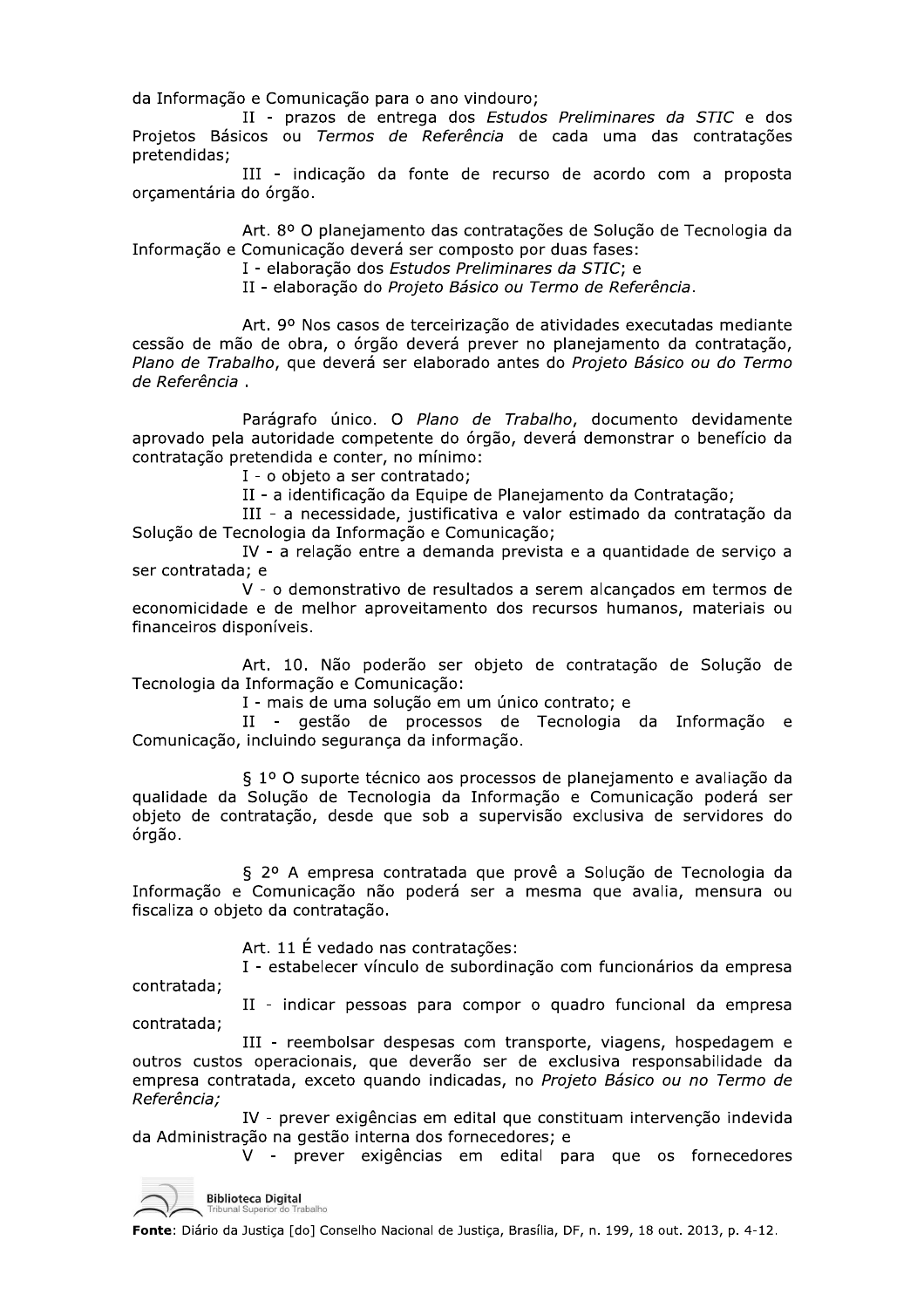da Informação e Comunicação para o ano vindouro;

II - prazos de entrega dos *Estudos Preliminares da STIC* e dos Projetos Básicos ou *Termos de Referência* de cada uma das contratações pretendidas;

III - indicação da fonte de recurso de acordo com a proposta orçamentária do órgão.

Art. 8º O planejamento das contratações de Solução de Tecnologia da Informação e Comunicação deverá ser composto por duas fases:

I - elaboração dos *Estudos Preliminares da STIC*; e

II - elaboração do *Projeto Básico ou Termo de Referência*.

Art. 9º Nos casos de terceirização de atividades executadas mediante cessão de mão de obra, o órgão deverá prever no planejamento da contratação, *Plano de Trabalho*, que deverá ser elaborado antes do *Projeto Básico ou do Termo de Referência* .

Parágrafo único. O *Plano de Trabalho*, documento devidamente aprovado pela autoridade competente do órgão, deverá demonstrar o benefício da contratação pretendida e conter, no mínimo:

I - o objeto a ser contratado;

II - a identificação da Equipe de Planejamento da Contratação;

III - a necessidade, justificativa e valor estimado da contratação da Solução de Tecnologia da Informação e Comunicação;

IV - a relação entre a demanda prevista e a quantidade de serviço a ser contratada; e

V - o demonstrativo de resultados a serem alcançados em termos de economicidade e de melhor aproveitamento dos recursos humanos, materiais ou financeiros disponíveis.

Art. 10. Não poderão ser objeto de contratação de Solução de Tecnologia da Informação e Comunicação:

I - mais de uma solução em um único contrato; e

II - gestão de processos de Tecnologia da Informação e Comunicação, incluindo segurança da informação.

§ 1º O suporte técnico aos processos de planejamento e avaliação da qualidade da Solução de Tecnologia da Informação e Comunicação poderá ser objeto de contratação, desde que sob a supervisão exclusiva de servidores do órgão.

§ 2º A empresa contratada que provê a Solução de Tecnologia da Informação e Comunicação não poderá ser a mesma que avalia, mensura ou fiscaliza o objeto da contratação.

Art. 11 É vedado nas contratações:

I - estabelecer vínculo de subordinação com funcionários da empresa contratada;

II - indicar pessoas para compor o quadro funcional da empresa contratada;

III - reembolsar despesas com transporte, viagens, hospedagem e outros custos operacionais, que deverão ser de exclusiva responsabilidade da empresa contratada, exceto quando indicadas, no *Projeto Básico ou no Termo de Referência;*

IV - prever exigências em edital que constituam intervenção indevida da Administração na gestão interna dos fornecedores; e

V - prever exigências em edital para que os fornecedores

**Fonte**: Diário da Justiça [do] Conselho Nacional de Justiça, Brasília, DF, n. 199, 18 out. 2013, p. 4-12.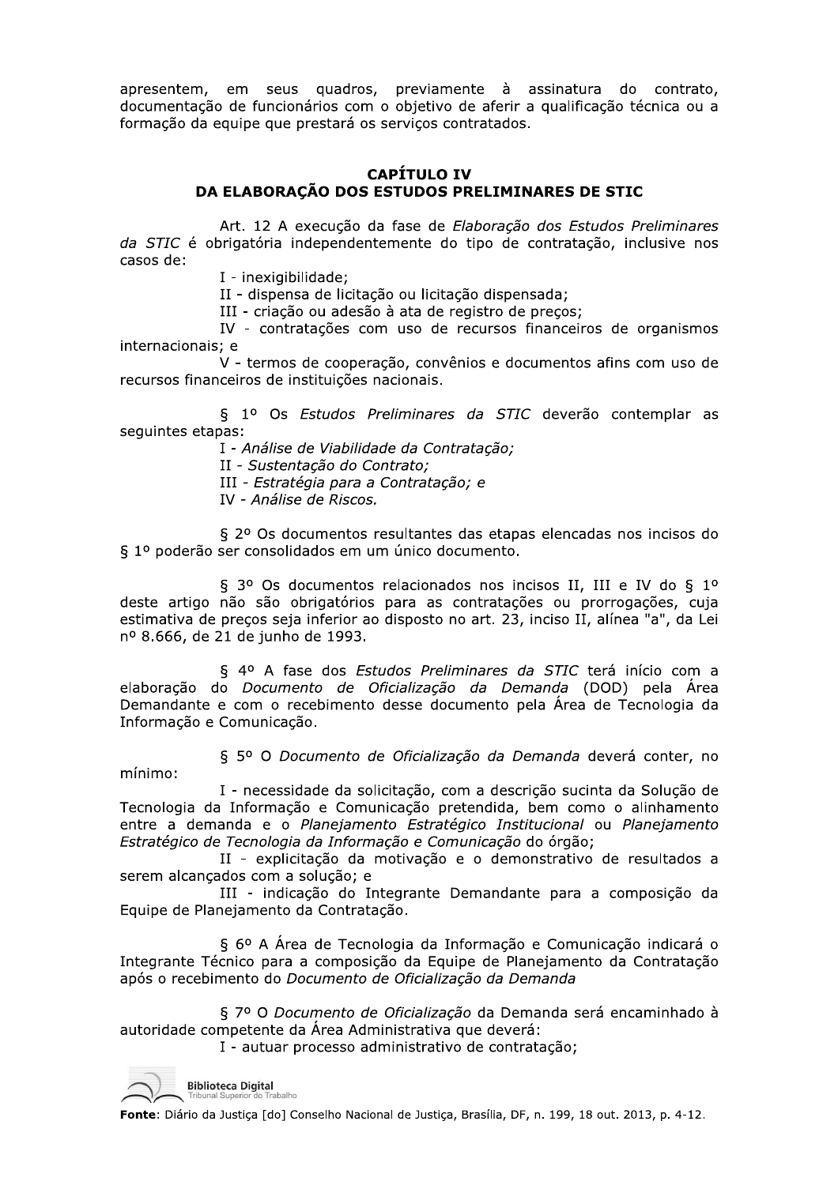apresentem, em seus quadros, previamente à assinatura do contrato, documentação de funcionários com o objetivo de aferir a qualificação técnica ou a formação da equipe que prestará os serviços contratados.

## CAPÍTULO IV
## DA ELABORAÇÃO DOS ESTUDOS PRELIMINARES DE STIC

Art. 12 A execução da fase de *Elaboração dos Estudos Preliminares da STIC* é obrigatória independentemente do tipo de contratação, inclusive nos casos de:

I - inexigibilidade;

II - dispensa de licitação ou licitação dispensada;

III - criação ou adesão à ata de registro de preços;

IV - contratações com uso de recursos financeiros de organismos internacionais; e

V - termos de cooperação, convênios e documentos afins com uso de recursos financeiros de instituições nacionais.

§ 1º Os *Estudos Preliminares da STIC* deverão contemplar as seguintes etapas:

I - *Análise de Viabilidade da Contratação;*

II - *Sustentação do Contrato;*

III - *Estratégia para a Contratação; e*

IV - *Análise de Riscos.*

§ 2º Os documentos resultantes das etapas elencadas nos incisos do § 1º poderão ser consolidados em um único documento.

§ 3º Os documentos relacionados nos incisos II, III e IV do § 1º deste artigo não são obrigatórios para as contratações ou prorrogações, cuja estimativa de preços seja inferior ao disposto no art. 23, inciso II, alínea "a", da Lei nº 8.666, de 21 de junho de 1993.

§ 4º A fase dos *Estudos Preliminares da STIC* terá início com a elaboração do *Documento de Oficialização da Demanda* (DOD) pela Área Demandante e com o recebimento desse documento pela Área de Tecnologia da Informação e Comunicação.

§ 5º O *Documento de Oficialização da Demanda* deverá conter, no mínimo:

I - necessidade da solicitação, com a descrição sucinta da Solução de Tecnologia da Informação e Comunicação pretendida, bem como o alinhamento entre a demanda e o *Planejamento Estratégico Institucional* ou *Planejamento Estratégico de Tecnologia da Informação e Comunicação* do órgão;

II - explicitação da motivação e o demonstrativo de resultados a serem alcançados com a solução; e

III - indicação do Integrante Demandante para a composição da Equipe de Planejamento da Contratação.

§ 6º A Área de Tecnologia da Informação e Comunicação indicará o Integrante Técnico para a composição da Equipe de Planejamento da Contratação após o recebimento do *Documento de Oficialização da Demanda*

§ 7º O *Documento de Oficialização* da Demanda será encaminhado à autoridade competente da Área Administrativa que deverá:

I - autuar processo administrativo de contratação;

**Fonte**: Diário da Justiça [do] Conselho Nacional de Justiça, Brasília, DF, n. 199, 18 out. 2013, p. 4-12.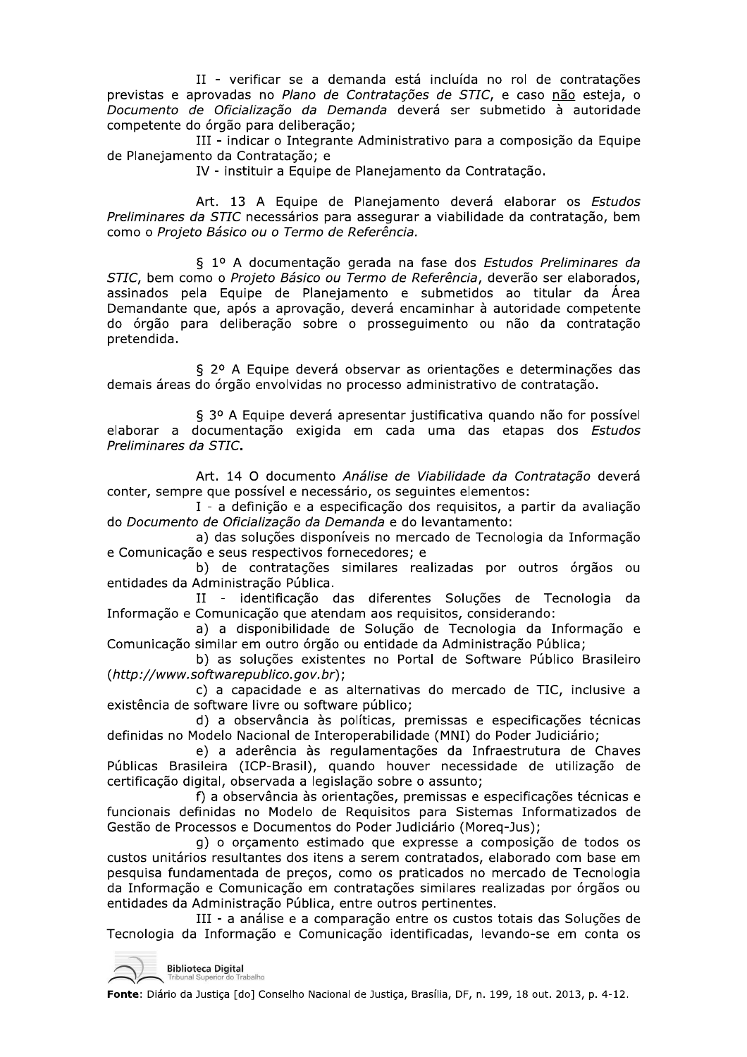II - verificar se a demanda está incluída no rol de contratações previstas e aprovadas no *Plano de Contratações de STIC*, e caso não esteja, o *Documento de Oficialização da Demanda* deverá ser submetido à autoridade competente do órgão para deliberação;

III - indicar o Integrante Administrativo para a composição da Equipe de Planejamento da Contratação; e

IV - instituir a Equipe de Planejamento da Contratação.

Art. 13 A Equipe de Planejamento deverá elaborar os *Estudos Preliminares da STIC* necessários para assegurar a viabilidade da contratação, bem como o *Projeto Básico ou o Termo de Referência.*

§ 1º A documentação gerada na fase dos *Estudos Preliminares da STIC*, bem como o *Projeto Básico ou Termo de Referência*, deverão ser elaborados, assinados pela Equipe de Planejamento e submetidos ao titular da Área Demandante que, após a aprovação, deverá encaminhar à autoridade competente do órgão para deliberação sobre o prosseguimento ou não da contratação pretendida.

§ 2º A Equipe deverá observar as orientações e determinações das demais áreas do órgão envolvidas no processo administrativo de contratação.

§ 3º A Equipe deverá apresentar justificativa quando não for possível elaborar a documentação exigida em cada uma das etapas dos *Estudos Preliminares da STIC*.

Art. 14 O documento *Análise de Viabilidade da Contratação* deverá conter, sempre que possível e necessário, os seguintes elementos:

I - a definição e a especificação dos requisitos, a partir da avaliação do *Documento de Oficialização da Demanda* e do levantamento:

a) das soluções disponíveis no mercado de Tecnologia da Informação e Comunicação e seus respectivos fornecedores; e

b) de contratações similares realizadas por outros órgãos ou entidades da Administração Pública.

II - identificação das diferentes Soluções de Tecnologia da Informação e Comunicação que atendam aos requisitos, considerando:

a) a disponibilidade de Solução de Tecnologia da Informação e Comunicação similar em outro órgão ou entidade da Administração Pública;

b) as soluções existentes no Portal de Software Público Brasileiro (*http://www.softwarepublico.gov.br*);

c) a capacidade e as alternativas do mercado de TIC, inclusive a existência de software livre ou software público;

d) a observância às políticas, premissas e especificações técnicas definidas no Modelo Nacional de Interoperabilidade (MNI) do Poder Judiciário;

e) a aderência às regulamentações da Infraestrutura de Chaves Públicas Brasileira (ICP-Brasil), quando houver necessidade de utilização de certificação digital, observada a legislação sobre o assunto;

f) a observância às orientações, premissas e especificações técnicas e funcionais definidas no Modelo de Requisitos para Sistemas Informatizados de Gestão de Processos e Documentos do Poder Judiciário (Moreq-Jus);

g) o orçamento estimado que expresse a composição de todos os custos unitários resultantes dos itens a serem contratados, elaborado com base em pesquisa fundamentada de preços, como os praticados no mercado de Tecnologia da Informação e Comunicação em contratações similares realizadas por órgãos ou entidades da Administração Pública, entre outros pertinentes.

III - a análise e a comparação entre os custos totais das Soluções de Tecnologia da Informação e Comunicação identificadas, levando-se em conta os

**Fonte**: Diário da Justiça [do] Conselho Nacional de Justiça, Brasília, DF, n. 199, 18 out. 2013, p. 4-12.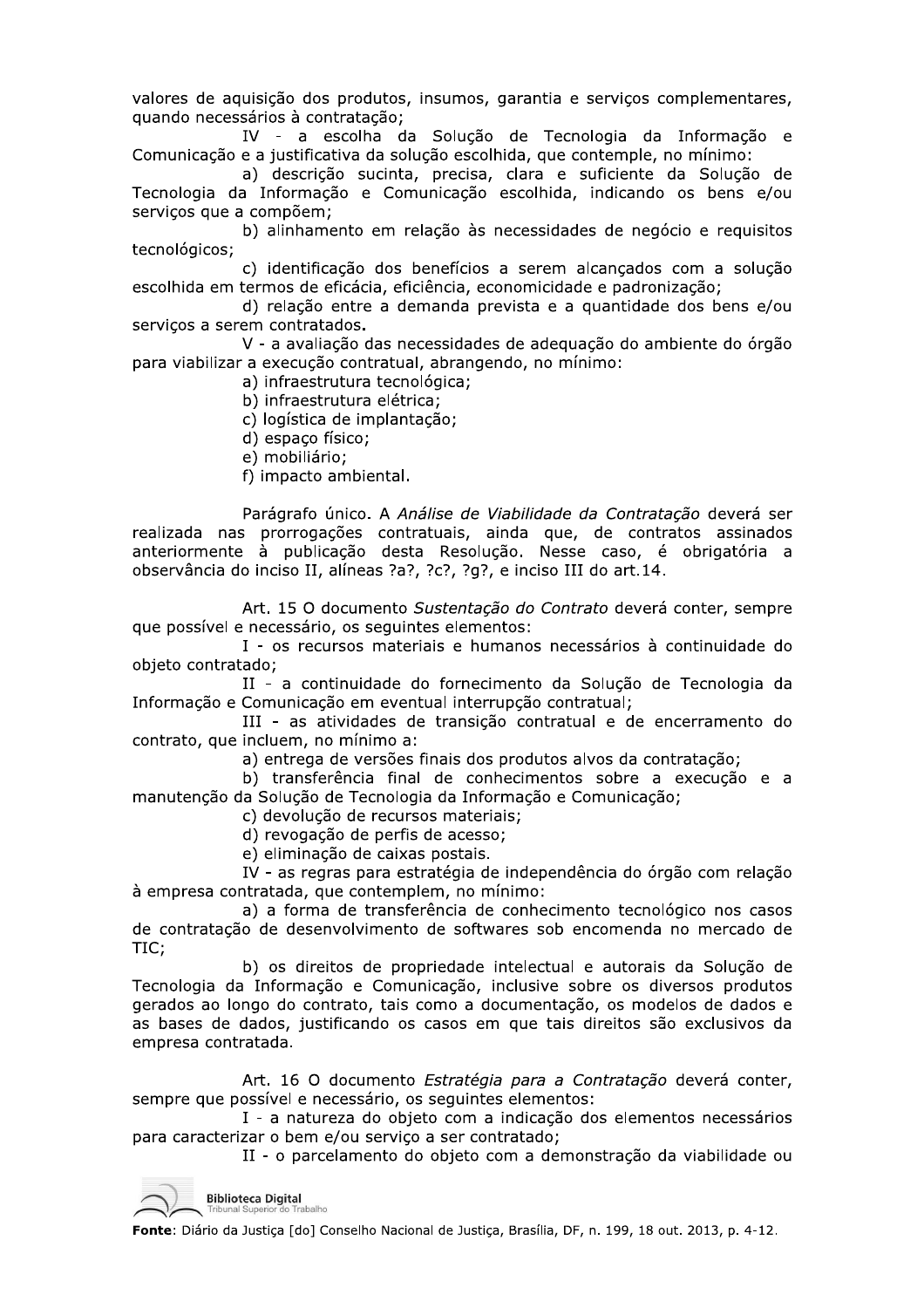valores de aquisição dos produtos, insumos, garantia e serviços complementares, quando necessários à contratação;

IV - a escolha da Solução de Tecnologia da Informação e Comunicação e a justificativa da solução escolhida, que contemple, no mínimo:

a) descrição sucinta, precisa, clara e suficiente da Solução de Tecnologia da Informação e Comunicação escolhida, indicando os bens e/ou serviços que a compõem;

b) alinhamento em relação às necessidades de negócio e requisitos tecnológicos;

c) identificação dos benefícios a serem alcançados com a solução escolhida em termos de eficácia, eficiência, economicidade e padronização;

d) relação entre a demanda prevista e a quantidade dos bens e/ou serviços a serem contratados.

V - a avaliação das necessidades de adequação do ambiente do órgão para viabilizar a execução contratual, abrangendo, no mínimo:

a) infraestrutura tecnológica;

b) infraestrutura elétrica;

c) logística de implantação;

d) espaço físico;

e) mobiliário;

f) impacto ambiental.

Parágrafo único. A *Análise de Viabilidade da Contratação* deverá ser realizada nas prorrogações contratuais, ainda que, de contratos assinados anteriormente à publicação desta Resolução. Nesse caso, é obrigatória a observância do inciso II, alíneas ?a?, ?c?, ?g?, e inciso III do art.14.

Art. 15 O documento *Sustentação do Contrato* deverá conter, sempre que possível e necessário, os seguintes elementos:

I - os recursos materiais e humanos necessários à continuidade do objeto contratado;

II - a continuidade do fornecimento da Solução de Tecnologia da Informação e Comunicação em eventual interrupção contratual;

III - as atividades de transição contratual e de encerramento do contrato, que incluem, no mínimo a:

a) entrega de versões finais dos produtos alvos da contratação;

b) transferência final de conhecimentos sobre a execução e a manutenção da Solução de Tecnologia da Informação e Comunicação;

c) devolução de recursos materiais;

d) revogação de perfis de acesso;

e) eliminação de caixas postais.

IV - as regras para estratégia de independência do órgão com relação à empresa contratada, que contemplem, no mínimo:

a) a forma de transferência de conhecimento tecnológico nos casos de contratação de desenvolvimento de softwares sob encomenda no mercado de TIC;

b) os direitos de propriedade intelectual e autorais da Solução de Tecnologia da Informação e Comunicação, inclusive sobre os diversos produtos gerados ao longo do contrato, tais como a documentação, os modelos de dados e as bases de dados, justificando os casos em que tais direitos são exclusivos da empresa contratada.

Art. 16 O documento *Estratégia para a Contratação* deverá conter, sempre que possível e necessário, os seguintes elementos:

I - a natureza do objeto com a indicação dos elementos necessários para caracterizar o bem e/ou serviço a ser contratado;

II - o parcelamento do objeto com a demonstração da viabilidade ou

**Fonte**: Diário da Justiça [do] Conselho Nacional de Justiça, Brasília, DF, n. 199, 18 out. 2013, p. 4-12.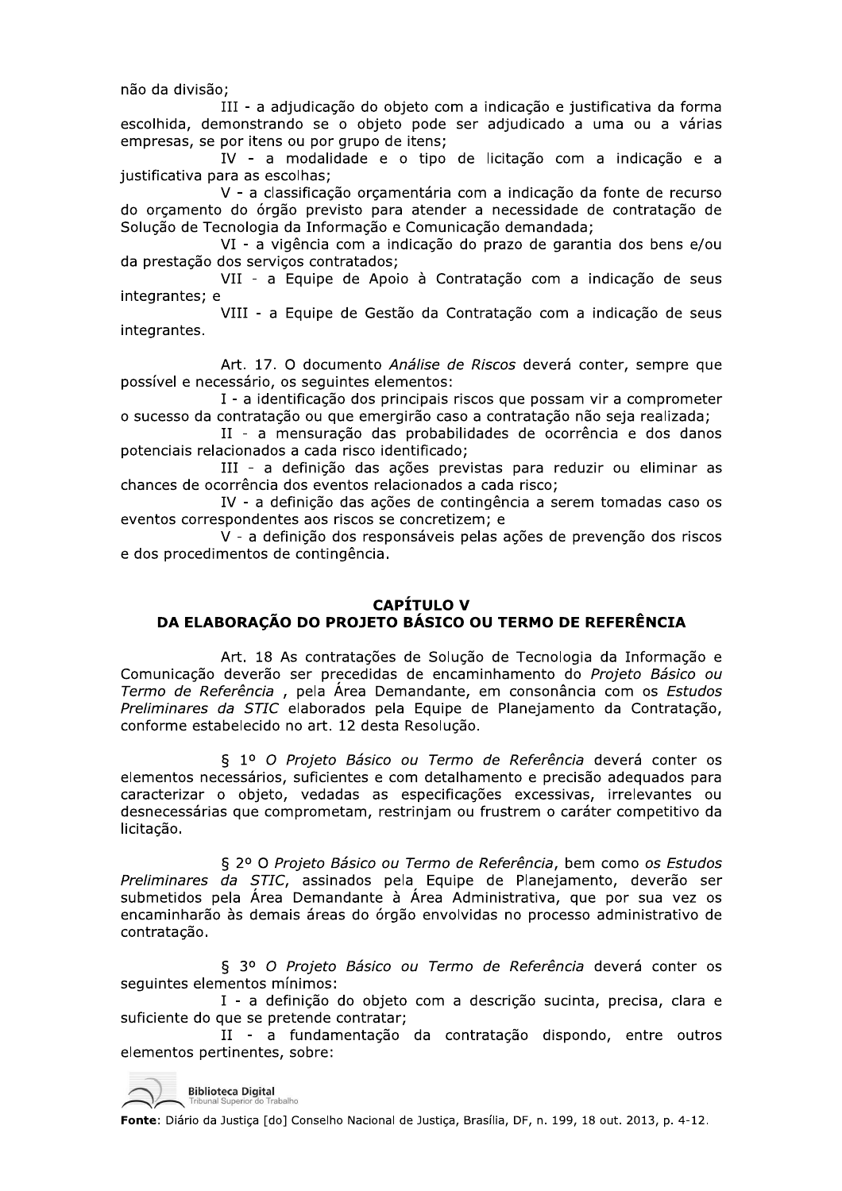não da divisão;

III - a adjudicação do objeto com a indicação e justificativa da forma escolhida, demonstrando se o objeto pode ser adjudicado a uma ou a várias empresas, se por itens ou por grupo de itens;

IV - a modalidade e o tipo de licitação com a indicação e a justificativa para as escolhas;

V - a classificação orçamentária com a indicação da fonte de recurso do orçamento do órgão previsto para atender a necessidade de contratação de Solução de Tecnologia da Informação e Comunicação demandada;

VI - a vigência com a indicação do prazo de garantia dos bens e/ou da prestação dos serviços contratados;

VII - a Equipe de Apoio à Contratação com a indicação de seus integrantes; e

VIII - a Equipe de Gestão da Contratação com a indicação de seus integrantes.

Art. 17. O documento *Análise de Riscos* deverá conter, sempre que possível e necessário, os seguintes elementos:

I - a identificação dos principais riscos que possam vir a comprometer o sucesso da contratação ou que emergirão caso a contratação não seja realizada;

II - a mensuração das probabilidades de ocorrência e dos danos potenciais relacionados a cada risco identificado;

III - a definição das ações previstas para reduzir ou eliminar as chances de ocorrência dos eventos relacionados a cada risco;

IV - a definição das ações de contingência a serem tomadas caso os eventos correspondentes aos riscos se concretizem; e

V - a definição dos responsáveis pelas ações de prevenção dos riscos e dos procedimentos de contingência.

## CAPÍTULO V
## DA ELABORAÇÃO DO PROJETO BÁSICO OU TERMO DE REFERÊNCIA

Art. 18 As contratações de Solução de Tecnologia da Informação e Comunicação deverão ser precedidas de encaminhamento do *Projeto Básico ou Termo de Referência* , pela Área Demandante, em consonância com os *Estudos Preliminares da STIC* elaborados pela Equipe de Planejamento da Contratação, conforme estabelecido no art. 12 desta Resolução.

§ 1º *O Projeto Básico ou Termo de Referência* deverá conter os elementos necessários, suficientes e com detalhamento e precisão adequados para caracterizar o objeto, vedadas as especificações excessivas, irrelevantes ou desnecessárias que comprometam, restrinjam ou frustrem o caráter competitivo da licitação.

§ 2º O *Projeto Básico ou Termo de Referência*, bem como *os Estudos Preliminares da STIC*, assinados pela Equipe de Planejamento, deverão ser submetidos pela Área Demandante à Área Administrativa, que por sua vez os encaminharão às demais áreas do órgão envolvidas no processo administrativo de contratação.

§ 3º *O Projeto Básico ou Termo de Referência* deverá conter os seguintes elementos mínimos:

I - a definição do objeto com a descrição sucinta, precisa, clara e suficiente do que se pretende contratar;

II - a fundamentação da contratação dispondo, entre outros elementos pertinentes, sobre:

Fonte: Diário da Justiça [do] Conselho Nacional de Justiça, Brasília, DF, n. 199, 18 out. 2013, p. 4-12.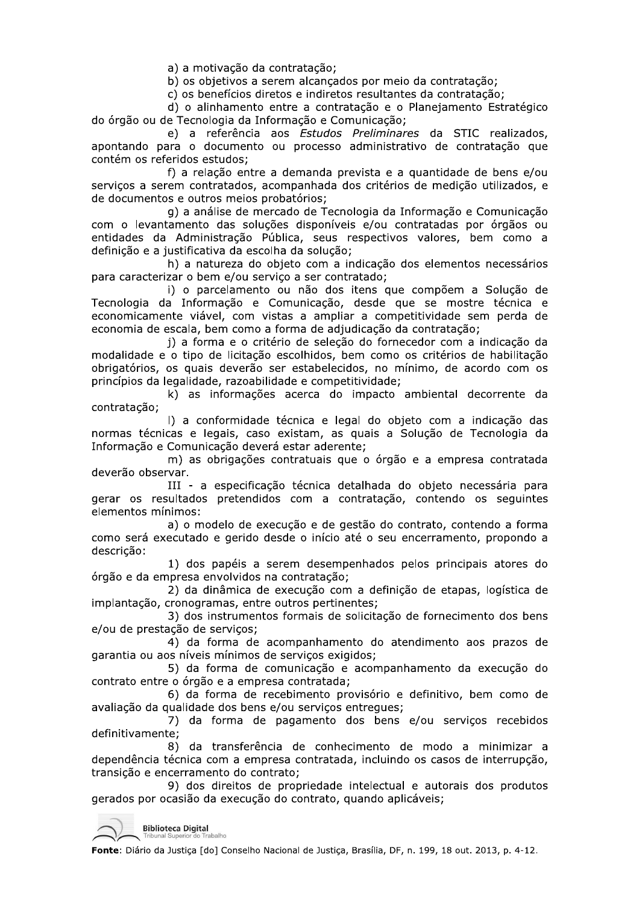a) a motivação da contratação;

b) os objetivos a serem alcançados por meio da contratação;

c) os benefícios diretos e indiretos resultantes da contratação;

d) o alinhamento entre a contratação e o Planejamento Estratégico do órgão ou de Tecnologia da Informação e Comunicação;

e) a referência aos *Estudos Preliminares* da STIC realizados, apontando para o documento ou processo administrativo de contratação que contém os referidos estudos;

f) a relação entre a demanda prevista e a quantidade de bens e/ou serviços a serem contratados, acompanhada dos critérios de medição utilizados, e de documentos e outros meios probatórios;

g) a análise de mercado de Tecnologia da Informação e Comunicação com o levantamento das soluções disponíveis e/ou contratadas por órgãos ou entidades da Administração Pública, seus respectivos valores, bem como a definição e a justificativa da escolha da solução;

h) a natureza do objeto com a indicação dos elementos necessários para caracterizar o bem e/ou serviço a ser contratado;

i) o parcelamento ou não dos itens que compõem a Solução de Tecnologia da Informação e Comunicação, desde que se mostre técnica e economicamente viável, com vistas a ampliar a competitividade sem perda de economia de escala, bem como a forma de adjudicação da contratação;

j) a forma e o critério de seleção do fornecedor com a indicação da modalidade e o tipo de licitação escolhidos, bem como os critérios de habilitação obrigatórios, os quais deverão ser estabelecidos, no mínimo, de acordo com os princípios da legalidade, razoabilidade e competitividade;

k) as informações acerca do impacto ambiental decorrente da contratação;

l) a conformidade técnica e legal do objeto com a indicação das normas técnicas e legais, caso existam, as quais a Solução de Tecnologia da Informação e Comunicação deverá estar aderente;

m) as obrigações contratuais que o órgão e a empresa contratada deverão observar.

III - a especificação técnica detalhada do objeto necessária para gerar os resultados pretendidos com a contratação, contendo os seguintes elementos mínimos:

a) o modelo de execução e de gestão do contrato, contendo a forma como será executado e gerido desde o início até o seu encerramento, propondo a descrição:

1) dos papéis a serem desempenhados pelos principais atores do órgão e da empresa envolvidos na contratação;

2) da dinâmica de execução com a definição de etapas, logística de implantação, cronogramas, entre outros pertinentes;

3) dos instrumentos formais de solicitação de fornecimento dos bens e/ou de prestação de serviços;

4) da forma de acompanhamento do atendimento aos prazos de garantia ou aos níveis mínimos de serviços exigidos;

5) da forma de comunicação e acompanhamento da execução do contrato entre o órgão e a empresa contratada;

6) da forma de recebimento provisório e definitivo, bem como de avaliação da qualidade dos bens e/ou serviços entregues;

7) da forma de pagamento dos bens e/ou serviços recebidos definitivamente;

8) da transferência de conhecimento de modo a minimizar a dependência técnica com a empresa contratada, incluindo os casos de interrupção, transição e encerramento do contrato;

9) dos direitos de propriedade intelectual e autorais dos produtos gerados por ocasião da execução do contrato, quando aplicáveis;

**Fonte**: Diário da Justiça [do] Conselho Nacional de Justiça, Brasília, DF, n. 199, 18 out. 2013, p. 4-12.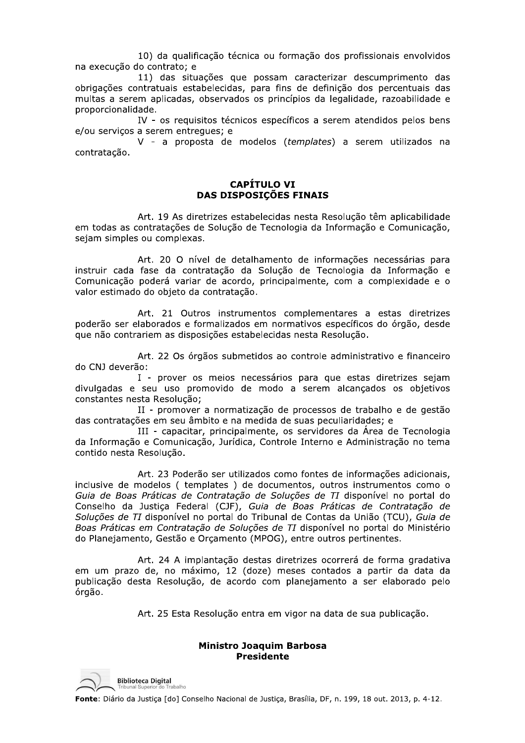10) da qualificação técnica ou formação dos profissionais envolvidos na execução do contrato; e

11) das situações que possam caracterizar descumprimento das obrigações contratuais estabelecidas, para fins de definição dos percentuais das multas a serem aplicadas, observados os princípios da legalidade, razoabilidade e proporcionalidade.

IV - os requisitos técnicos específicos a serem atendidos pelos bens e/ou serviços a serem entregues; e

V - a proposta de modelos (*templates*) a serem utilizados na contratação.

## CAPÍTULO VI
## DAS DISPOSIÇÕES FINAIS

Art. 19 As diretrizes estabelecidas nesta Resolução têm aplicabilidade em todas as contratações de Solução de Tecnologia da Informação e Comunicação, sejam simples ou complexas.

Art. 20 O nível de detalhamento de informações necessárias para instruir cada fase da contratação da Solução de Tecnologia da Informação e Comunicação poderá variar de acordo, principalmente, com a complexidade e o valor estimado do objeto da contratação.

Art. 21 Outros instrumentos complementares a estas diretrizes poderão ser elaborados e formalizados em normativos específicos do órgão, desde que não contrariem as disposições estabelecidas nesta Resolução.

Art. 22 Os órgãos submetidos ao controle administrativo e financeiro do CNJ deverão:

I - prover os meios necessários para que estas diretrizes sejam divulgadas e seu uso promovido de modo a serem alcançados os objetivos constantes nesta Resolução;

II - promover a normatização de processos de trabalho e de gestão das contratações em seu âmbito e na medida de suas peculiaridades; e

III - capacitar, principalmente, os servidores da Área de Tecnologia da Informação e Comunicação, Jurídica, Controle Interno e Administração no tema contido nesta Resolução.

Art. 23 Poderão ser utilizados como fontes de informações adicionais, inclusive de modelos ( templates ) de documentos, outros instrumentos como o *Guia de Boas Práticas de Contratação de Soluções de TI* disponível no portal do Conselho da Justiça Federal (CJF), *Guia de Boas Práticas de Contratação de Soluções de TI* disponível no portal do Tribunal de Contas da União (TCU), *Guia de Boas Práticas em Contratação de Soluções de TI* disponível no portal do Ministério do Planejamento, Gestão e Orçamento (MPOG), entre outros pertinentes.

Art. 24 A implantação destas diretrizes ocorrerá de forma gradativa em um prazo de, no máximo, 12 (doze) meses contados a partir da data da publicação desta Resolução, de acordo com planejamento a ser elaborado pelo órgão.

Art. 25 Esta Resolução entra em vigor na data de sua publicação.

**Ministro Joaquim Barbosa**
**Presidente**

Biblioteca Digital
Tribunal Superior do Trabalho

**Fonte**: Diário da Justiça [do] Conselho Nacional de Justiça, Brasília, DF, n. 199, 18 out. 2013, p. 4-12.